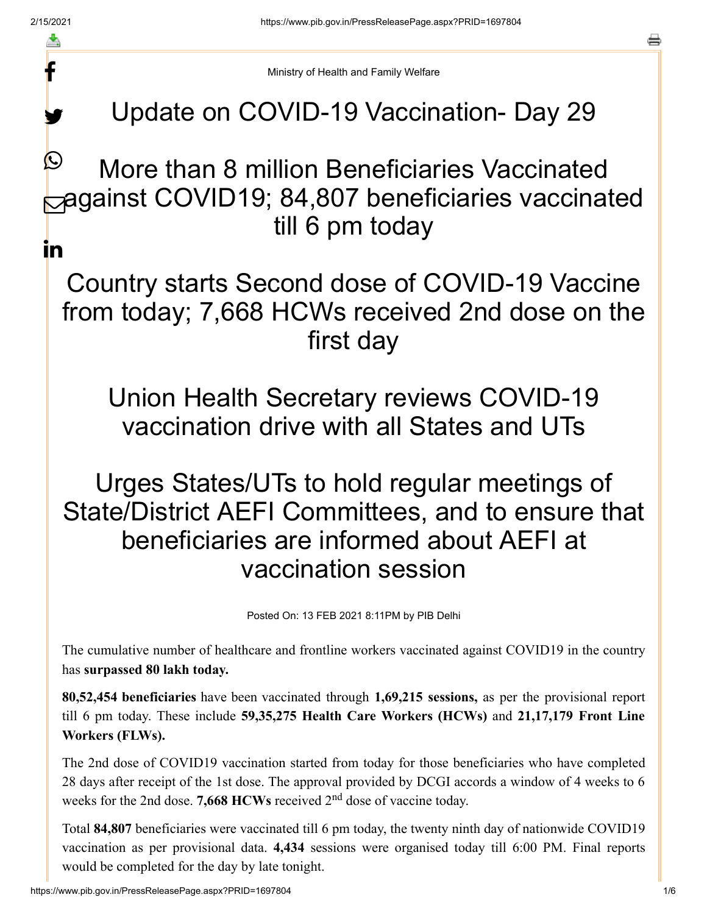Ministry of Health and Family Welfare

# Update on COVID-19 Vaccination- Day 29

## More than 8 million Beneficiaries Vaccinated against COVID19; 84,807 beneficiaries vaccinated till 6 pm today

## Country starts Second dose of COVID-19 Vaccine from today; 7,668 HCWs received 2nd dose on the first day

## Union Health Secretary reviews COVID-19 vaccination drive with all States and UTs

## Urges States/UTs to hold regular meetings of State/District AEFI Committees, and to ensure that beneficiaries are informed about AEFI at vaccination session

Posted On: 13 FEB 2021 8:11PM by PIB Delhi

The cumulative number of healthcare and frontline workers vaccinated against COVID19 in the country has **surpassed 80 lakh today.**

**80,52,454 beneficiaries** have been vaccinated through **1,69,215 sessions,** as per the provisional report till 6 pm today. These include **59,35,275 Health Care Workers (HCWs)** and **21,17,179 Front Line Workers (FLWs).**

The 2nd dose of COVID19 vaccination started from today for those beneficiaries who have completed 28 days after receipt of the 1st dose. The approval provided by DCGI accords a window of 4 weeks to 6 weeks for the 2nd dose. **7,668 HCWs** received 2nd dose of vaccine today.

Total **84,807** beneficiaries were vaccinated till 6 pm today, the twenty ninth day of nationwide COVID19 vaccination as per provisional data. **4,434** sessions were organised today till 6:00 PM. Final reports would be completed for the day by late tonight.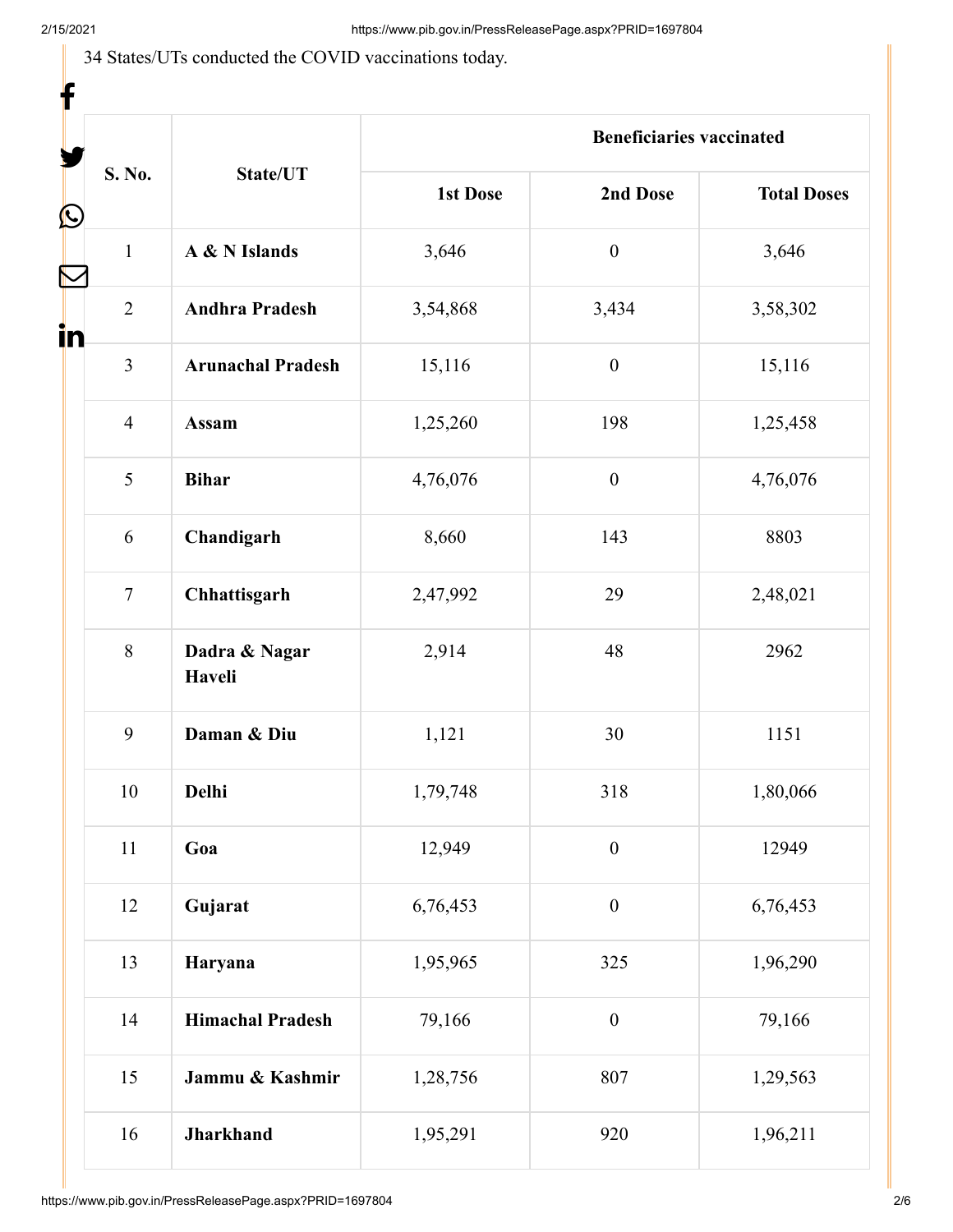34 States/UTs conducted the COVID vaccinations today.

| S. No. | State/UT | Beneficiaries vaccinated | | |
|---|---|---|---|---|
| | | 1st Dose | 2nd Dose | Total Doses |
| 1 | **A & N Islands** | 3,646 | 0 | 3,646 |
| 2 | **Andhra Pradesh** | 3,54,868 | 3,434 | 3,58,302 |
| 3 | **Arunachal Pradesh** | 15,116 | 0 | 15,116 |
| 4 | **Assam** | 1,25,260 | 198 | 1,25,458 |
| 5 | **Bihar** | 4,76,076 | 0 | 4,76,076 |
| 6 | **Chandigarh** | 8,660 | 143 | 8803 |
| 7 | **Chhattisgarh** | 2,47,992 | 29 | 2,48,021 |
| 8 | **Dadra & Nagar Haveli** | 2,914 | 48 | 2962 |
| 9 | **Daman & Diu** | 1,121 | 30 | 1151 |
| 10 | **Delhi** | 1,79,748 | 318 | 1,80,066 |
| 11 | **Goa** | 12,949 | 0 | 12949 |
| 12 | **Gujarat** | 6,76,453 | 0 | 6,76,453 |
| 13 | **Haryana** | 1,95,965 | 325 | 1,96,290 |
| 14 | **Himachal Pradesh** | 79,166 | 0 | 79,166 |
| 15 | **Jammu & Kashmir** | 1,28,756 | 807 | 1,29,563 |
| 16 | **Jharkhand** | 1,95,291 | 920 | 1,96,211 |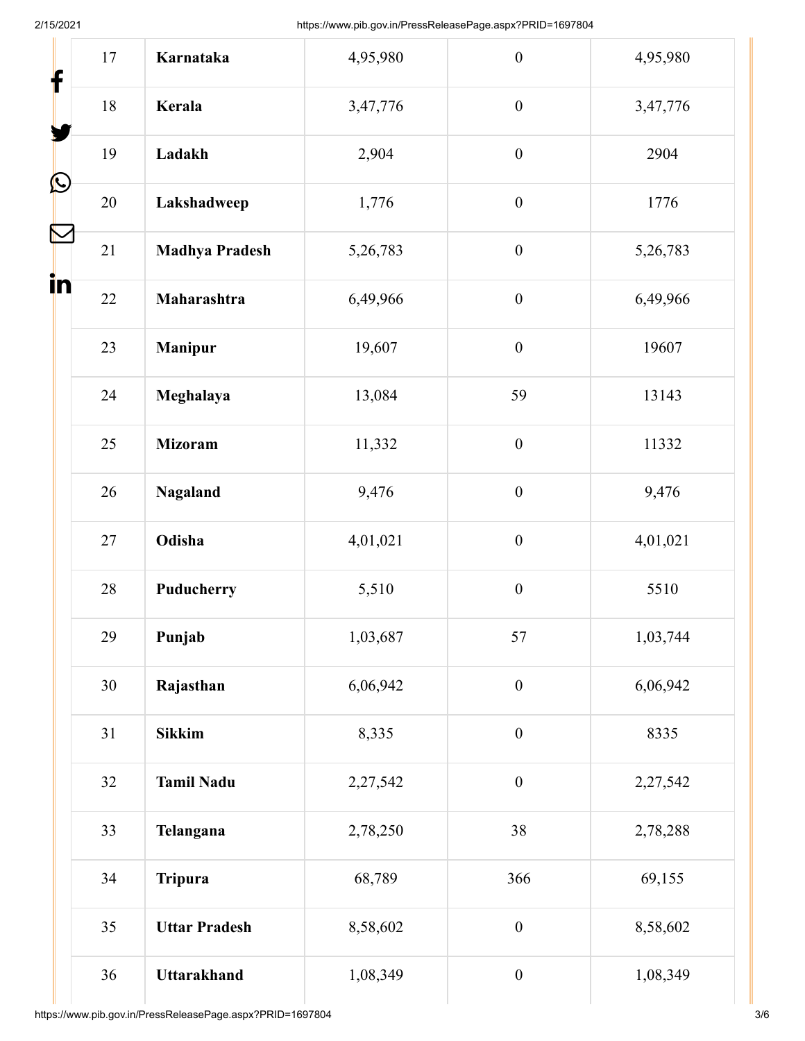| 17 | **Karnataka** | 4,95,980 | 0 | 4,95,980 |
|---|---|---|---|---|
| 18 | **Kerala** | 3,47,776 | 0 | 3,47,776 |
| 19 | **Ladakh** | 2,904 | 0 | 2904 |
| 20 | **Lakshadweep** | 1,776 | 0 | 1776 |
| 21 | **Madhya Pradesh** | 5,26,783 | 0 | 5,26,783 |
| 22 | **Maharashtra** | 6,49,966 | 0 | 6,49,966 |
| 23 | **Manipur** | 19,607 | 0 | 19607 |
| 24 | **Meghalaya** | 13,084 | 59 | 13143 |
| 25 | **Mizoram** | 11,332 | 0 | 11332 |
| 26 | **Nagaland** | 9,476 | 0 | 9,476 |
| 27 | **Odisha** | 4,01,021 | 0 | 4,01,021 |
| 28 | **Puducherry** | 5,510 | 0 | 5510 |
| 29 | **Punjab** | 1,03,687 | 57 | 1,03,744 |
| 30 | **Rajasthan** | 6,06,942 | 0 | 6,06,942 |
| 31 | **Sikkim** | 8,335 | 0 | 8335 |
| 32 | **Tamil Nadu** | 2,27,542 | 0 | 2,27,542 |
| 33 | **Telangana** | 2,78,250 | 38 | 2,78,288 |
| 34 | **Tripura** | 68,789 | 366 | 69,155 |
| 35 | **Uttar Pradesh** | 8,58,602 | 0 | 8,58,602 |
| 36 | **Uttarakhand** | 1,08,349 | 0 | 1,08,349 |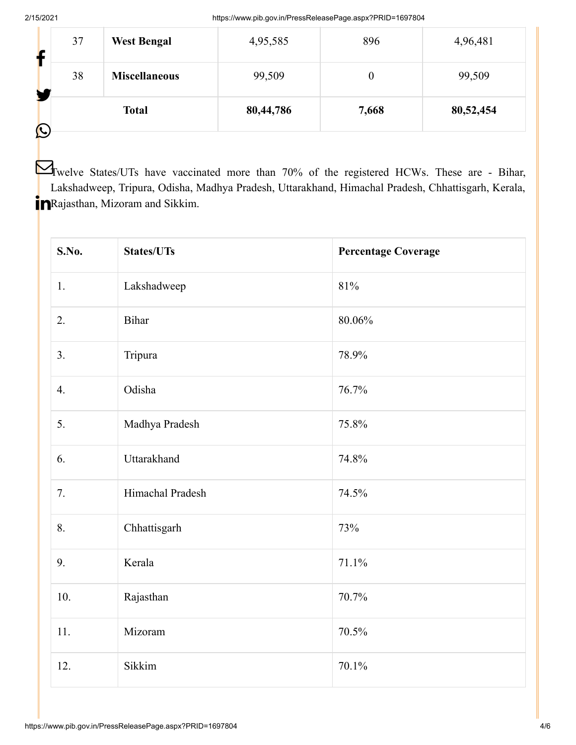| 37 | **West Bengal** | 4,95,585 | 896 | 4,96,481 |
|---|---|---|---|---|
| 38 | **Miscellaneous** | 99,509 | 0 | 99,509 |
| **Total** | | **80,44,786** | **7,668** | **80,52,454** |

Twelve States/UTs have vaccinated more than 70% of the registered HCWs. These are - Bihar, Lakshadweep, Tripura, Odisha, Madhya Pradesh, Uttarakhand, Himachal Pradesh, Chhattisgarh, Kerala, Rajasthan, Mizoram and Sikkim.

| **S.No.** | **States/UTs** | **Percentage Coverage** |
|---|---|---|
| 1. | Lakshadweep | 81% |
| 2. | Bihar | 80.06% |
| 3. | Tripura | 78.9% |
| 4. | Odisha | 76.7% |
| 5. | Madhya Pradesh | 75.8% |
| 6. | Uttarakhand | 74.8% |
| 7. | Himachal Pradesh | 74.5% |
| 8. | Chhattisgarh | 73% |
| 9. | Kerala | 71.1% |
| 10. | Rajasthan | 70.7% |
| 11. | Mizoram | 70.5% |
| 12. | Sikkim | 70.1% |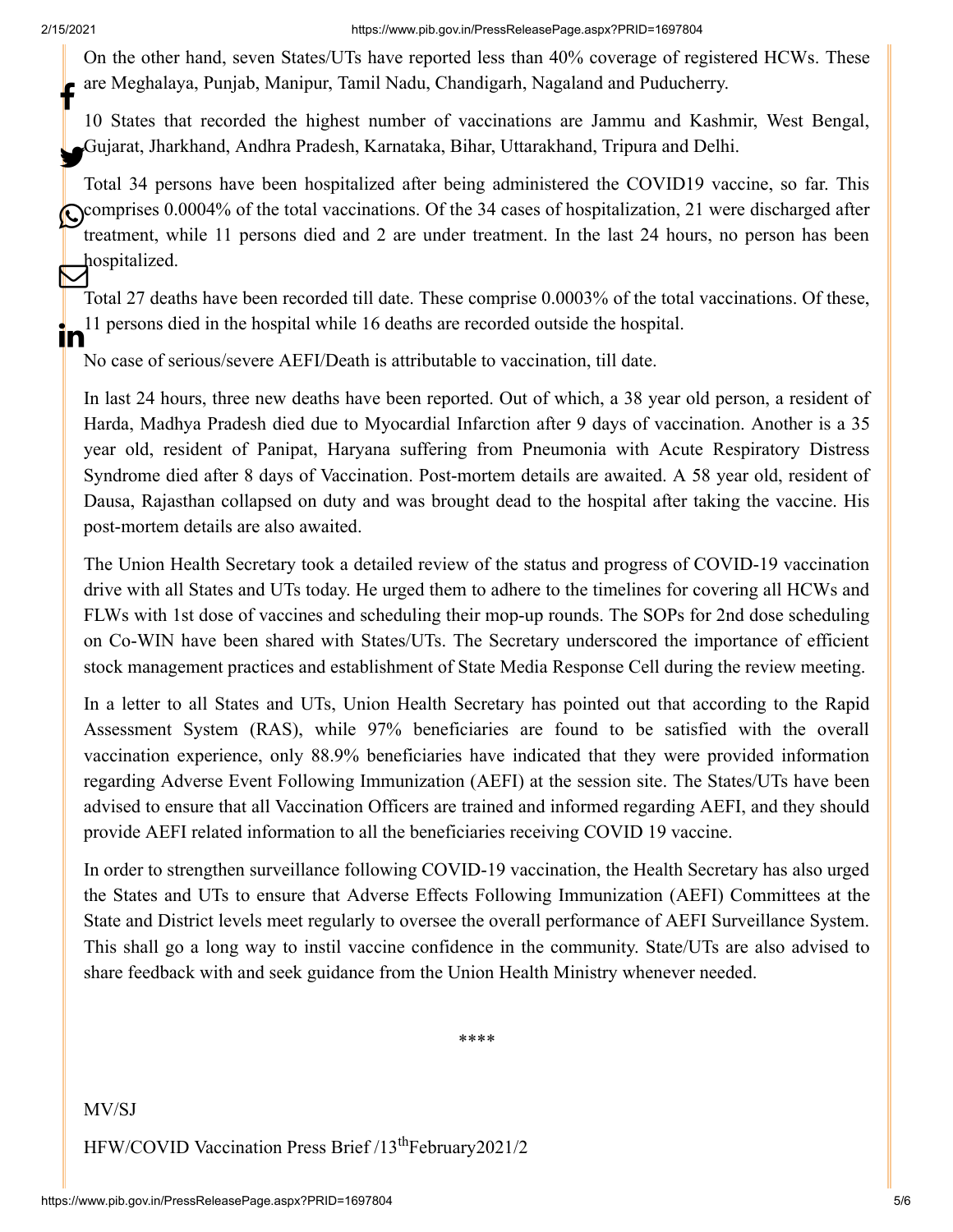On the other hand, seven States/UTs have reported less than 40% coverage of registered HCWs. These are Meghalaya, Punjab, Manipur, Tamil Nadu, Chandigarh, Nagaland and Puducherry.

10 States that recorded the highest number of vaccinations are Jammu and Kashmir, West Bengal, Gujarat, Jharkhand, Andhra Pradesh, Karnataka, Bihar, Uttarakhand, Tripura and Delhi.

Total 34 persons have been hospitalized after being administered the COVID19 vaccine, so far. This comprises 0.0004% of the total vaccinations. Of the 34 cases of hospitalization, 21 were discharged after treatment, while 11 persons died and 2 are under treatment. In the last 24 hours, no person has been hospitalized.

Total 27 deaths have been recorded till date. These comprise 0.0003% of the total vaccinations. Of these, 11 persons died in the hospital while 16 deaths are recorded outside the hospital.

No case of serious/severe AEFI/Death is attributable to vaccination, till date.

In last 24 hours, three new deaths have been reported. Out of which, a 38 year old person, a resident of Harda, Madhya Pradesh died due to Myocardial Infarction after 9 days of vaccination. Another is a 35 year old, resident of Panipat, Haryana suffering from Pneumonia with Acute Respiratory Distress Syndrome died after 8 days of Vaccination. Post-mortem details are awaited. A 58 year old, resident of Dausa, Rajasthan collapsed on duty and was brought dead to the hospital after taking the vaccine. His post-mortem details are also awaited.

The Union Health Secretary took a detailed review of the status and progress of COVID-19 vaccination drive with all States and UTs today. He urged them to adhere to the timelines for covering all HCWs and FLWs with 1st dose of vaccines and scheduling their mop-up rounds. The SOPs for 2nd dose scheduling on Co-WIN have been shared with States/UTs. The Secretary underscored the importance of efficient stock management practices and establishment of State Media Response Cell during the review meeting.

In a letter to all States and UTs, Union Health Secretary has pointed out that according to the Rapid Assessment System (RAS), while 97% beneficiaries are found to be satisfied with the overall vaccination experience, only 88.9% beneficiaries have indicated that they were provided information regarding Adverse Event Following Immunization (AEFI) at the session site. The States/UTs have been advised to ensure that all Vaccination Officers are trained and informed regarding AEFI, and they should provide AEFI related information to all the beneficiaries receiving COVID 19 vaccine.

In order to strengthen surveillance following COVID-19 vaccination, the Health Secretary has also urged the States and UTs to ensure that Adverse Effects Following Immunization (AEFI) Committees at the State and District levels meet regularly to oversee the overall performance of AEFI Surveillance System. This shall go a long way to instil vaccine confidence in the community. State/UTs are also advised to share feedback with and seek guidance from the Union Health Ministry whenever needed.

****

MV/SJ

HFW/COVID Vaccination Press Brief /13th February2021/2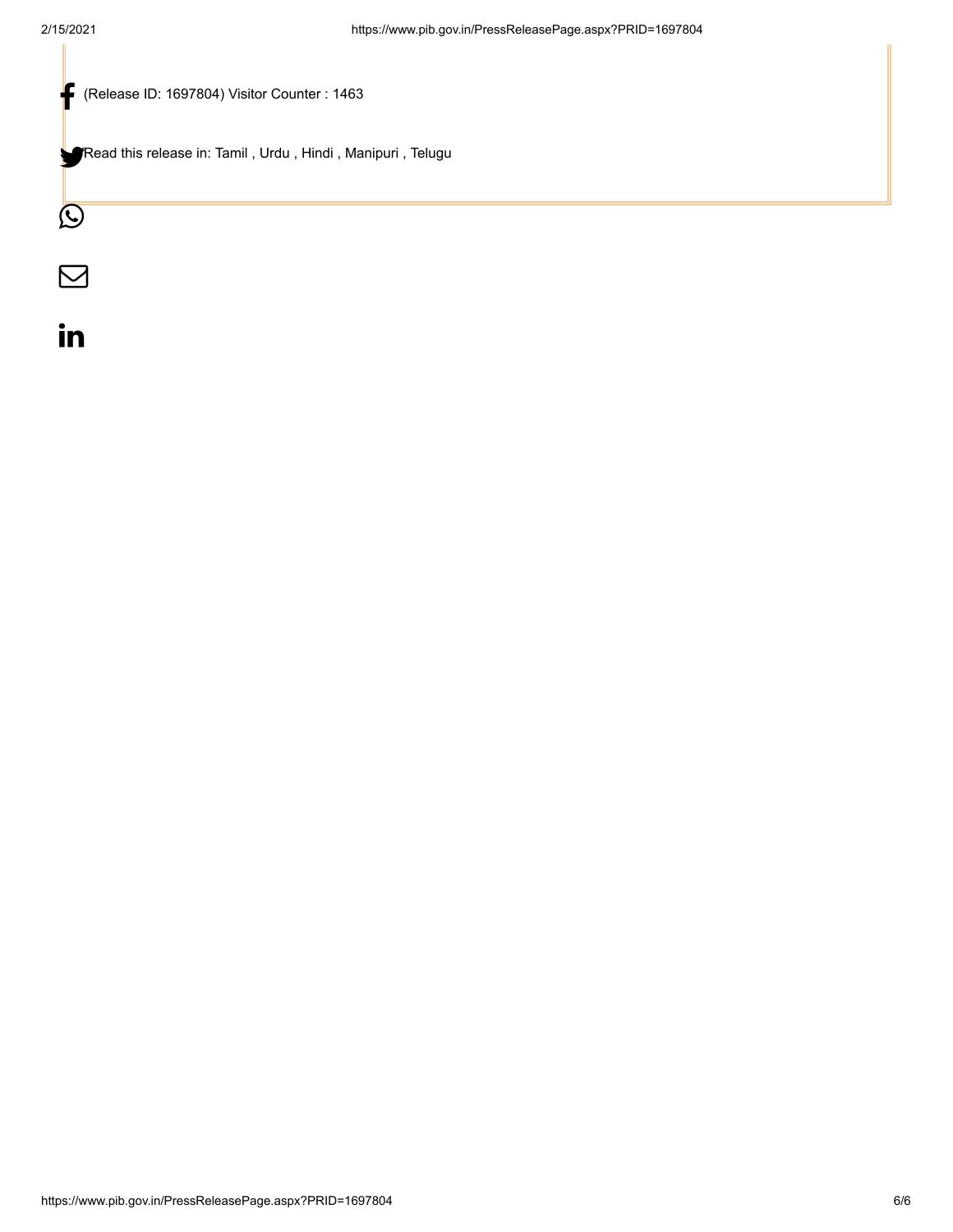(Release ID: 1697804) Visitor Counter : 1463

Read this release in: Tamil , Urdu , Hindi , Manipuri , Telugu